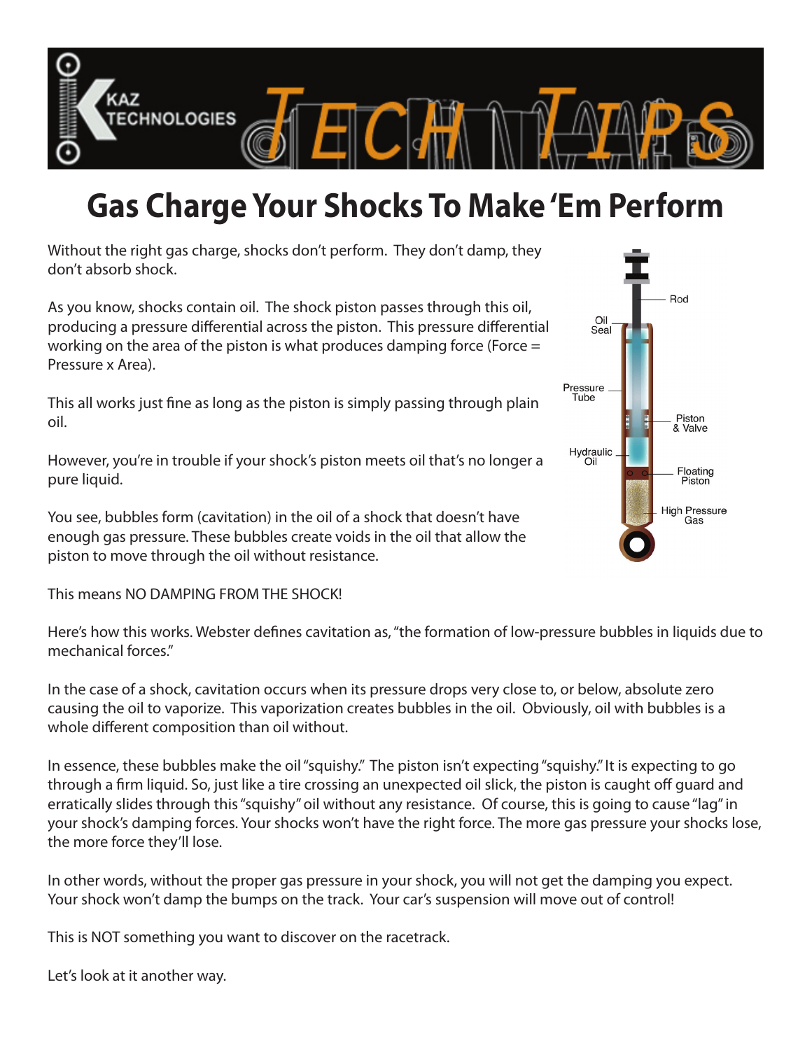# Gas Charge Your Shocks To Make 'Em Perform

Without the right gas charge, shocks don't perform. They don't damp, they don't absorb shock.

As you know, shocks contain oil. The shock piston passes through this oil, producing a pressure differential across the piston. This pressure differential working on the area of the piston is what produces damping force (Force = Pressure x Area).

This all works just fine as long as the piston is simply passing through plain oil.

However, you're in trouble if your shock's piston meets oil that's no longer a pure liquid.

You see, bubbles form (cavitation) in the oil of a shock that doesn't have enough gas pressure. These bubbles create voids in the oil that allow the piston to move through the oil without resistance.

Rod
Oil Seal
Pressure Tube
Piston & Valve
Hydraulic Oil
Floating Piston
High Pressure Gas

This means NO DAMPING FROM THE SHOCK!

Here's how this works. Webster defines cavitation as, "the formation of low-pressure bubbles in liquids due to mechanical forces."

In the case of a shock, cavitation occurs when its pressure drops very close to, or below, absolute zero causing the oil to vaporize. This vaporization creates bubbles in the oil. Obviously, oil with bubbles is a whole different composition than oil without.

In essence, these bubbles make the oil "squishy." The piston isn't expecting "squishy." It is expecting to go through a firm liquid. So, just like a tire crossing an unexpected oil slick, the piston is caught off guard and erratically slides through this "squishy" oil without any resistance. Of course, this is going to cause "lag" in your shock's damping forces. Your shocks won't have the right force. The more gas pressure your shocks lose, the more force they'll lose.

In other words, without the proper gas pressure in your shock, you will not get the damping you expect. Your shock won't damp the bumps on the track. Your car's suspension will move out of control!

This is NOT something you want to discover on the racetrack.

Let's look at it another way.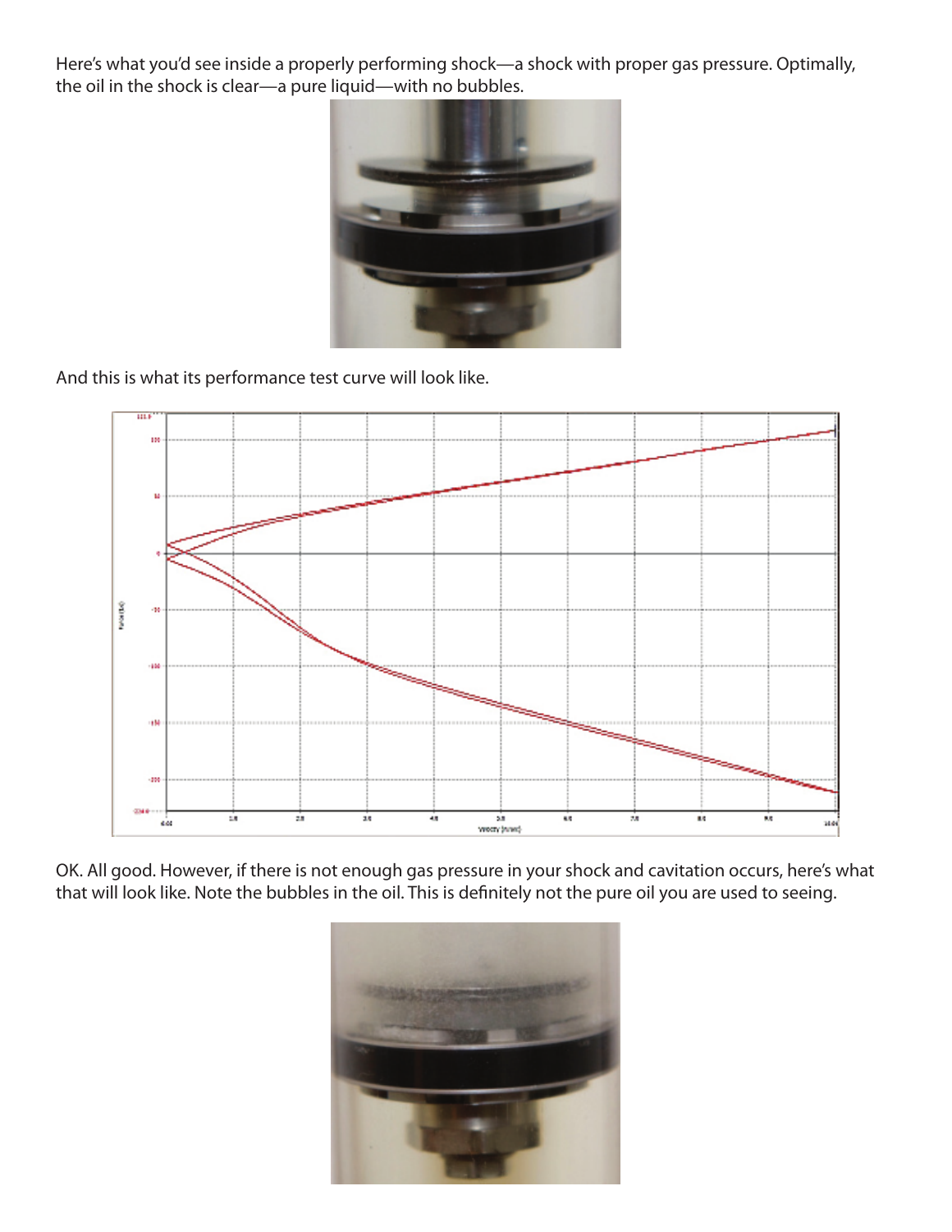Here's what you'd see inside a properly performing shock—a shock with proper gas pressure. Optimally, the oil in the shock is clear—a pure liquid—with no bubbles.

And this is what its performance test curve will look like.

OK. All good. However, if there is not enough gas pressure in your shock and cavitation occurs, here's what that will look like. Note the bubbles in the oil. This is definitely not the pure oil you are used to seeing.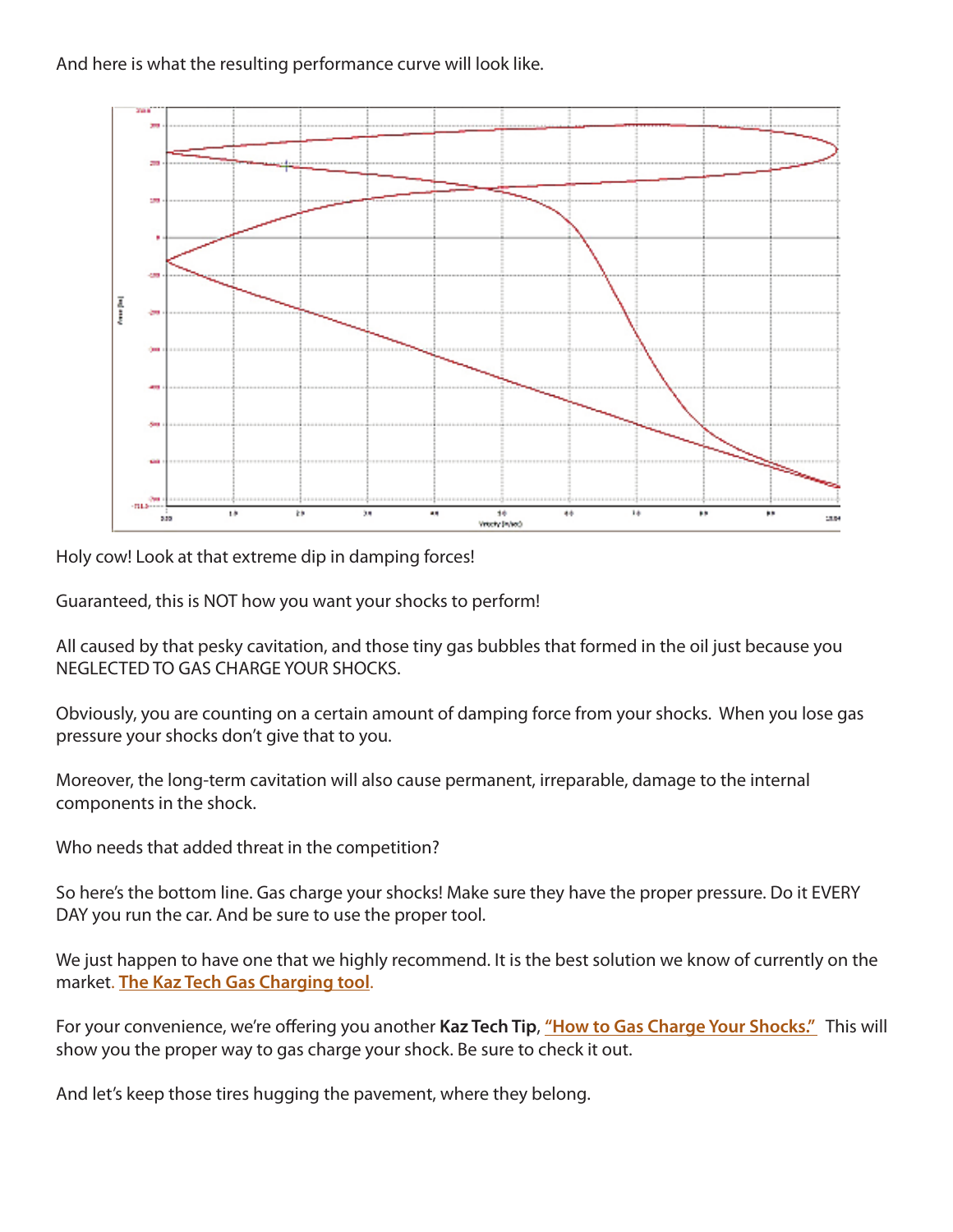And here is what the resulting performance curve will look like.

Holy cow! Look at that extreme dip in damping forces!

Guaranteed, this is NOT how you want your shocks to perform!

All caused by that pesky cavitation, and those tiny gas bubbles that formed in the oil just because you NEGLECTED TO GAS CHARGE YOUR SHOCKS.

Obviously, you are counting on a certain amount of damping force from your shocks. When you lose gas pressure your shocks don't give that to you.

Moreover, the long-term cavitation will also cause permanent, irreparable, damage to the internal components in the shock.

Who needs that added threat in the competition?

So here's the bottom line. Gas charge your shocks! Make sure they have the proper pressure. Do it EVERY DAY you run the car. And be sure to use the proper tool.

We just happen to have one that we highly recommend. It is the best solution we know of currently on the market. **The Kaz Tech Gas Charging tool.**

For your convenience, we're offering you another **Kaz Tech Tip**, **"How to Gas Charge Your Shocks."** This will show you the proper way to gas charge your shock. Be sure to check it out.

And let's keep those tires hugging the pavement, where they belong.